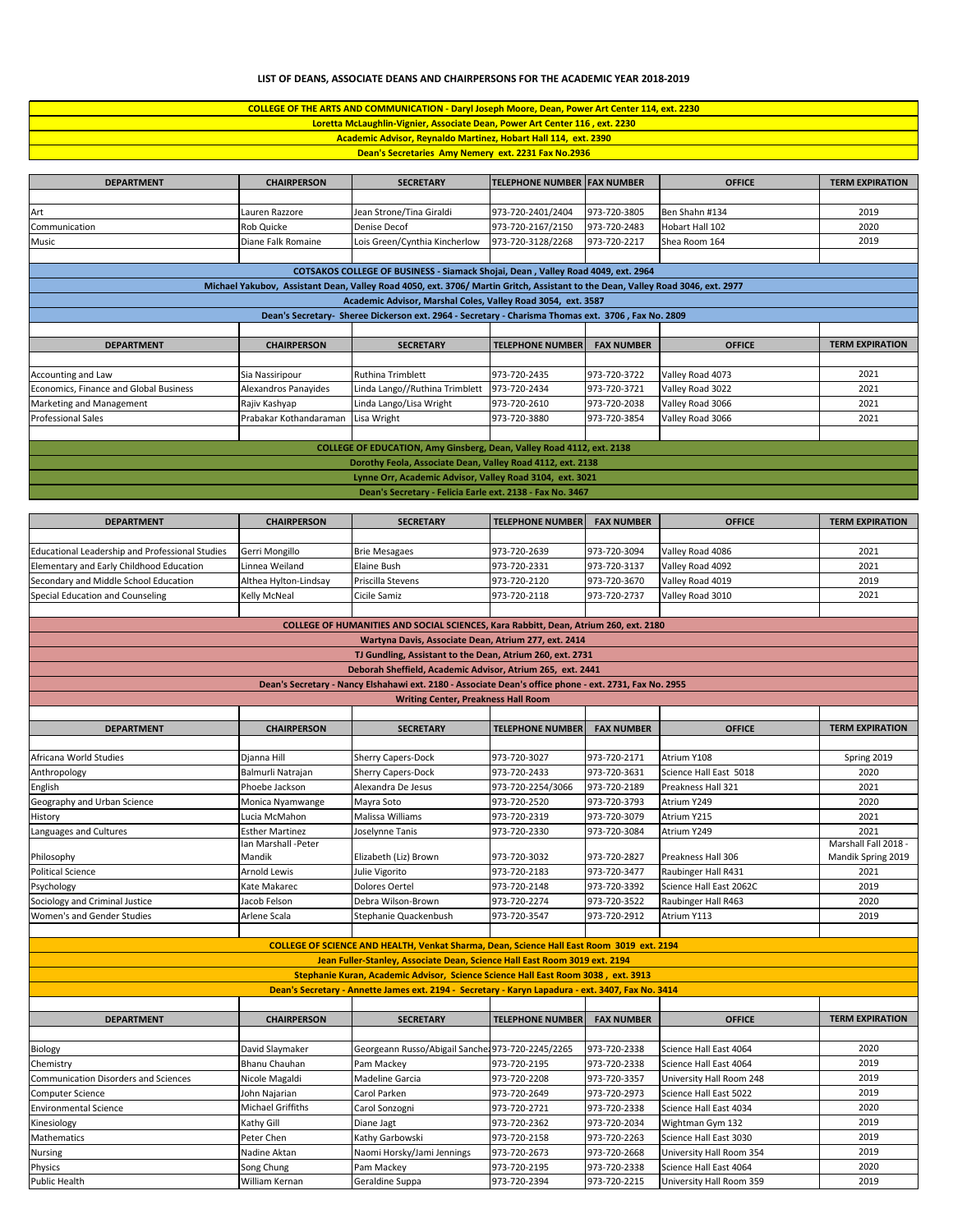# LIST OF DEANS, ASSOCIATE DEANS AND CHAIRPERSONS FOR THE ACADEMIC YEAR 2018-2019

## COLLEGE OF THE ARTS AND COMMUNICATION - Daryl Joseph Moore, Dean, Power Art Center 114, ext. 2230

**Loretta McLaughlin-Vignier, Associate Dean, Power Art Center 116 , ext. 2230**

**Academic Advisor, Reynaldo Martinez, Hobart Hall 114, ext. 2390**

**Dean's Secretaries Amy Nemery ext. 2231 Fax No.2936**

| DEPARTMENT | CHAIRPERSON | SECRETARY | TELEPHONE NUMBER | FAX NUMBER | OFFICE | TERM EXPIRATION |
|---|---|---|---|---|---|---|
| Art | Lauren Razzore | Jean Strone/Tina Giraldi | 973-720-2401/2404 | 973-720-3805 | Ben Shahn #134 | 2019 |
| Communication | Rob Quicke | Denise Decof | 973-720-2167/2150 | 973-720-2483 | Hobart Hall 102 | 2020 |
| Music | Diane Falk Romaine | Lois Green/Cynthia Kincherlow | 973-720-3128/2268 | 973-720-2217 | Shea Room 164 | 2019 |

## COTSAKOS COLLEGE OF BUSINESS - Siamack Shojai, Dean , Valley Road 4049, ext. 2964

**Michael Yakubov, Assistant Dean, Valley Road 4050, ext. 3706/ Martin Gritch, Assistant to the Dean, Valley Road 3046, ext. 2977**

**Academic Advisor, Marshal Coles, Valley Road 3054, ext. 3587**

**Dean's Secretary- Sheree Dickerson ext. 2964 - Secretary - Charisma Thomas ext. 3706 , Fax No. 2809**

| DEPARTMENT | CHAIRPERSON | SECRETARY | TELEPHONE NUMBER | FAX NUMBER | OFFICE | TERM EXPIRATION |
|---|---|---|---|---|---|---|
| Accounting and Law | Sia Nassiripour | Ruthina Trimblett | 973-720-2435 | 973-720-3722 | Valley Road 4073 | 2021 |
| Economics, Finance and Global Business | Alexandros Panayides | Linda Lango//Ruthina Trimblett | 973-720-2434 | 973-720-3721 | Valley Road 3022 | 2021 |
| Marketing and Management | Rajiv Kashyap | Linda Lango/Lisa Wright | 973-720-2610 | 973-720-2038 | Valley Road 3066 | 2021 |
| Professional Sales | Prabakar Kothandaraman | Lisa Wright | 973-720-3880 | 973-720-3854 | Valley Road 3066 | 2021 |

## COLLEGE OF EDUCATION, Amy Ginsberg, Dean, Valley Road 4112, ext. 2138

**Dorothy Feola, Associate Dean, Valley Road 4112, ext. 2138**

**Lynne Orr, Academic Advisor, Valley Road 3104, ext. 3021**

**Dean's Secretary - Felicia Earle ext. 2138 - Fax No. 3467**

| DEPARTMENT | CHAIRPERSON | SECRETARY | TELEPHONE NUMBER | FAX NUMBER | OFFICE | TERM EXPIRATION |
|---|---|---|---|---|---|---|
| Educational Leadership and Professional Studies | Gerri Mongillo | Brie Mesagaes | 973-720-2639 | 973-720-3094 | Valley Road 4086 | 2021 |
| Elementary and Early Childhood Education | Linnea Weiland | Elaine Bush | 973-720-2331 | 973-720-3137 | Valley Road 4092 | 2021 |
| Secondary and Middle School Education | Althea Hylton-Lindsay | Priscilla Stevens | 973-720-2120 | 973-720-3670 | Valley Road 4019 | 2019 |
| Special Education and Counseling | Kelly McNeal | Cicile Samiz | 973-720-2118 | 973-720-2737 | Valley Road 3010 | 2021 |

## COLLEGE OF HUMANITIES AND SOCIAL SCIENCES, Kara Rabbitt, Dean, Atrium 260, ext. 2180

**Wartyna Davis, Associate Dean, Atrium 277, ext. 2414**

**TJ Gundling, Assistant to the Dean, Atrium 260, ext. 2731**

**Deborah Sheffield, Academic Advisor, Atrium 265, ext. 2441**

**Dean's Secretary - Nancy Elshahawi ext. 2180 - Associate Dean's office phone - ext. 2731, Fax No. 2955**

**Writing Center, Preakness Hall Room**

| DEPARTMENT | CHAIRPERSON | SECRETARY | TELEPHONE NUMBER | FAX NUMBER | OFFICE | TERM EXPIRATION |
|---|---|---|---|---|---|---|
| Africana World Studies | Djanna Hill | Sherry Capers-Dock | 973-720-3027 | 973-720-2171 | Atrium Y108 | Spring 2019 |
| Anthropology | Balmurli Natrajan | Sherry Capers-Dock | 973-720-2433 | 973-720-3631 | Science Hall East 5018 | 2020 |
| English | Phoebe Jackson | Alexandra De Jesus | 973-720-2254/3066 | 973-720-2189 | Preakness Hall 321 | 2021 |
| Geography and Urban Science | Monica Nyamwange | Mayra Soto | 973-720-2520 | 973-720-3793 | Atrium Y249 | 2020 |
| History | Lucia McMahon | Malissa Williams | 973-720-2319 | 973-720-3079 | Atrium Y215 | 2021 |
| Languages and Cultures | Esther Martinez | Joselynne Tanis | 973-720-2330 | 973-720-3084 | Atrium Y249 | 2021 |
| Philosophy | Ian Marshall -Peter Mandik | Elizabeth (Liz) Brown | 973-720-3032 | 973-720-2827 | Preakness Hall 306 | Marshall Fall 2018 - Mandik Spring 2019 |
| Political Science | Arnold Lewis | Julie Vigorito | 973-720-2183 | 973-720-3477 | Raubinger Hall R431 | 2021 |
| Psychology | Kate Makarec | Dolores Oertel | 973-720-2148 | 973-720-3392 | Science Hall East 2062C | 2019 |
| Sociology and Criminal Justice | Jacob Felson | Debra Wilson-Brown | 973-720-2274 | 973-720-3522 | Raubinger Hall R463 | 2020 |
| Women's and Gender Studies | Arlene Scala | Stephanie Quackenbush | 973-720-3547 | 973-720-2912 | Atrium Y113 | 2019 |

## COLLEGE OF SCIENCE AND HEALTH, Venkat Sharma, Dean, Science Hall East Room 3019 ext. 2194

**Jean Fuller-Stanley, Associate Dean, Science Hall East Room 3019 ext. 2194**

**Stephanie Kuran, Academic Advisor, Science Science Hall East Room 3038 , ext. 3913**

**Dean's Secretary - Annette James ext. 2194 - Secretary - Karyn Lapadura - ext. 3407, Fax No. 3414**

| DEPARTMENT | CHAIRPERSON | SECRETARY | TELEPHONE NUMBER | FAX NUMBER | OFFICE | TERM EXPIRATION |
|---|---|---|---|---|---|---|
| Biology | David Slaymaker | Georgeann Russo/Abigail Sanche | 973-720-2245/2265 | 973-720-2338 | Science Hall East 4064 | 2020 |
| Chemistry | Bhanu Chauhan | Pam Mackey | 973-720-2195 | 973-720-2338 | Science Hall East 4064 | 2019 |
| Communication Disorders and Sciences | Nicole Magaldi | Madeline Garcia | 973-720-2208 | 973-720-3357 | University Hall Room 248 | 2019 |
| Computer Science | John Najarian | Carol Parken | 973-720-2649 | 973-720-2973 | Science Hall East 5022 | 2019 |
| Environmental Science | Michael Griffiths | Carol Sonzogni | 973-720-2721 | 973-720-2338 | Science Hall East 4034 | 2020 |
| Kinesiology | Kathy Gill | Diane Jagt | 973-720-2362 | 973-720-2034 | Wightman Gym 132 | 2019 |
| Mathematics | Peter Chen | Kathy Garbowski | 973-720-2158 | 973-720-2263 | Science Hall East 3030 | 2019 |
| Nursing | Nadine Aktan | Naomi Horsky/Jami Jennings | 973-720-2673 | 973-720-2668 | University Hall Room 354 | 2019 |
| Physics | Song Chung | Pam Mackey | 973-720-2195 | 973-720-2338 | Science Hall East 4064 | 2020 |
| Public Health | William Kernan | Geraldine Suppa | 973-720-2394 | 973-720-2215 | University Hall Room 359 | 2019 |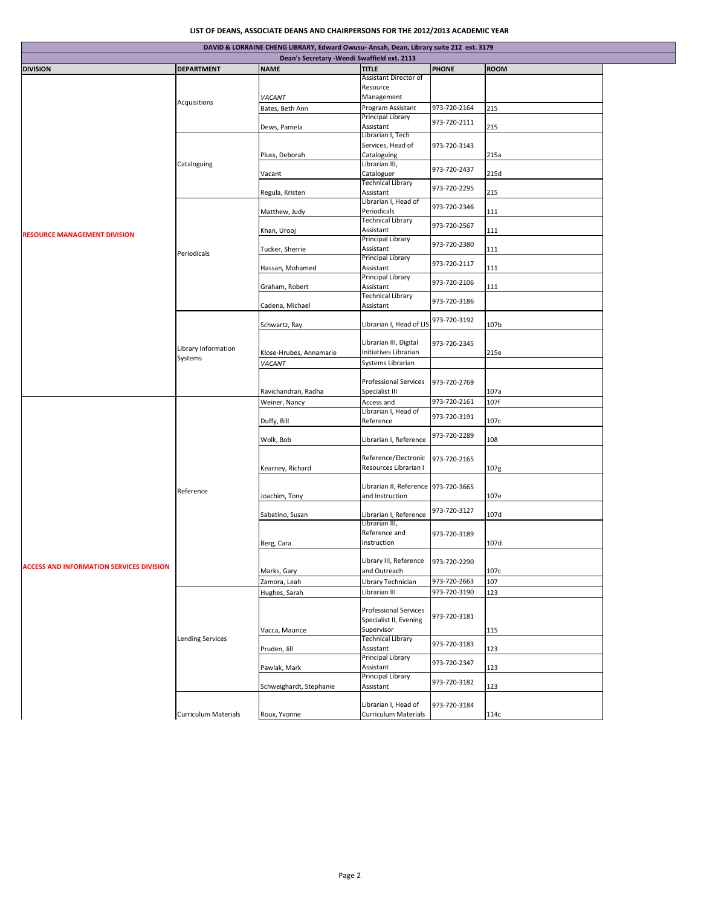# LIST OF DEANS, ASSOCIATE DEANS AND CHAIRPERSONS FOR THE 2012/2013 ACADEMIC YEAR

**DAVID & LORRAINE CHENG LIBRARY, Edward Owusu- Ansah, Dean, Library suite 212 ext. 3179**

**Dean's Secretary -Wendi Swaffield ext. 2113**

| DIVISION | DEPARTMENT | NAME | TITLE | PHONE | ROOM |
|---|---|---|---|---|---|
| RESOURCE MANAGEMENT DIVISION | Acquisitions | *VACANT* | Assistant Director of Resource Management | | |
| | | Bates, Beth Ann | Program Assistant | 973-720-2164 | 215 |
| | | Dews, Pamela | Principal Library Assistant | 973-720-2111 | 215 |
| | Cataloguing | Pluss, Deborah | Librarian I, Tech Services, Head of Cataloguing | 973-720-3143 | 215a |
| | | Vacant | Librarian III, Cataloguer | 973-720-2437 | 215d |
| | | Regula, Kristen | Technical Library Assistant | 973-720-2295 | 215 |
| | Periodicals | Matthew, Judy | Librarian I, Head of Periodicals | 973-720-2346 | 111 |
| | | Khan, Urooj | Technical Library Assistant | 973-720-2567 | 111 |
| | | Tucker, Sherrie | Principal Library Assistant | 973-720-2380 | 111 |
| | | Hassan, Mohamed | Principal Library Assistant | 973-720-2117 | 111 |
| | | Graham, Robert | Principal Library Assistant | 973-720-2106 | 111 |
| | | Cadena, Michael | Technical Library Assistant | 973-720-3186 | |
| | Library Information Systems | Schwartz, Ray | Librarian I, Head of LIS | 973-720-3192 | 107b |
| | | Klose-Hrubes, Annamarie | Librarian III, Digital Initiatives Librarian | 973-720-2345 | 215e |
| | | *VACANT* | Systems Librarian | | |
| | | Ravichandran, Radha | Professional Services Specialist III | 973-720-2769 | 107a |
| ACCESS AND INFORMATION SERVICES DIVISION | Reference | Weiner, Nancy | Access and | 973-720-2161 | 107f |
| | | Duffy, Bill | Librarian I, Head of Reference | 973-720-3191 | 107c |
| | | Wolk, Bob | Librarian I, Reference | 973-720-2289 | 108 |
| | | Kearney, Richard | Reference/Electronic Resources Librarian I | 973-720-2165 | 107g |
| | | Joachim, Tony | Librarian II, Reference and Instruction | 973-720-3665 | 107e |
| | | Sabatino, Susan | Librarian I, Reference | 973-720-3127 | 107d |
| | | Berg, Cara | Librarian III, Reference and Instruction | 973-720-3189 | 107d |
| | | Marks, Gary | Library III, Reference and Outreach | 973-720-2290 | 107c |
| | | Zamora, Leah | Library Technician | 973-720-2663 | 107 |
| | Lending Services | Hughes, Sarah | Librarian III | 973-720-3190 | 123 |
| | | Vacca, Maurice | Professional Services Specialist II, Evening Supervisor | 973-720-3181 | 115 |
| | | Pruden, Jill | Technical Library Assistant | 973-720-3183 | 123 |
| | | Pawlak, Mark | Principal Library Assistant | 973-720-2347 | 123 |
| | | Schweighardt, Stephanie | Principal Library Assistant | 973-720-3182 | 123 |
| | Curriculum Materials | Roux, Yvonne | Librarian I, Head of Curriculum Materials | 973-720-3184 | 114c |